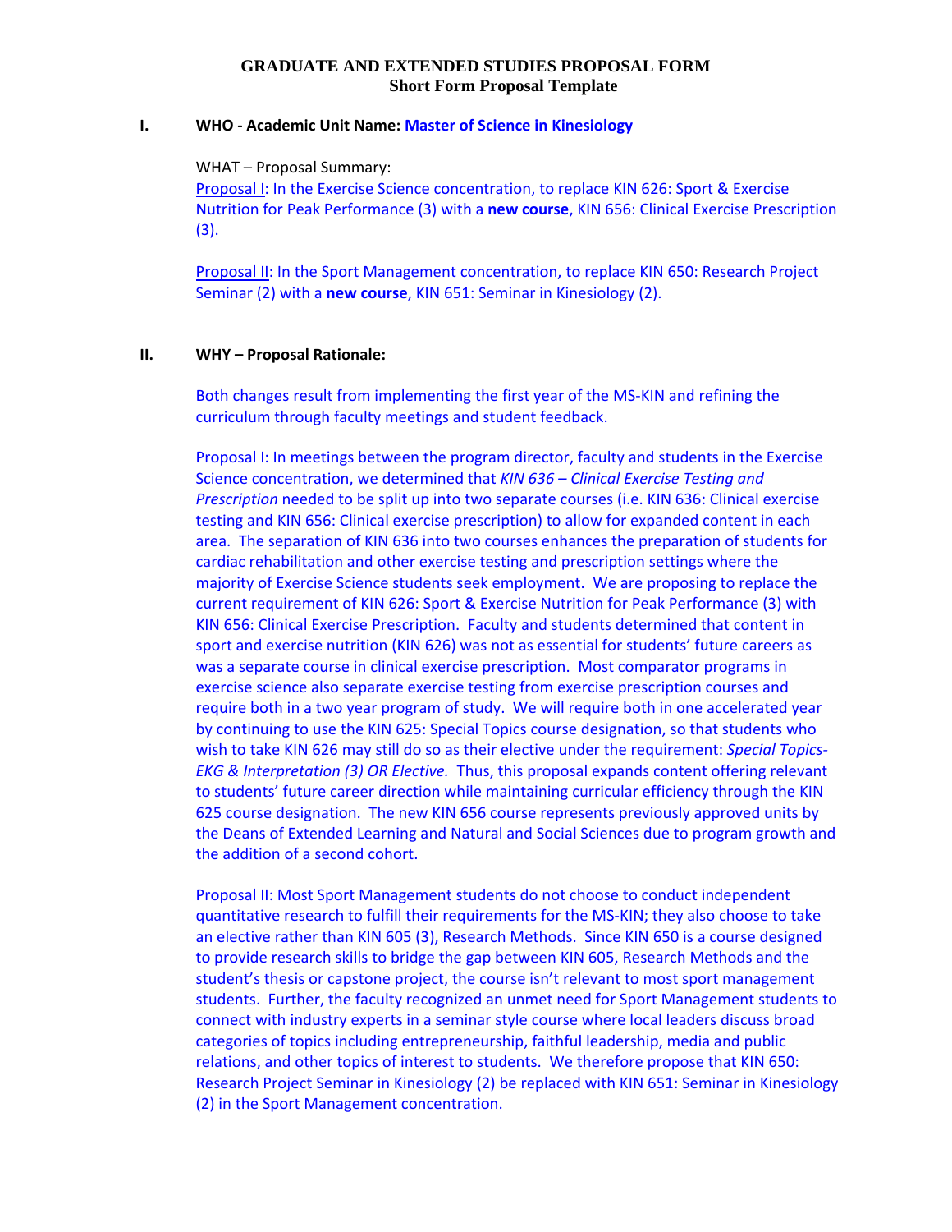# GRADUATE AND EXTENDED STUDIES PROPOSAL FORM
## Short Form Proposal Template

**I. WHO - Academic Unit Name: Master of Science in Kinesiology**

WHAT – Proposal Summary:

Proposal I: In the Exercise Science concentration, to replace KIN 626: Sport & Exercise Nutrition for Peak Performance (3) with a **new course**, KIN 656: Clinical Exercise Prescription (3).

Proposal II: In the Sport Management concentration, to replace KIN 650: Research Project Seminar (2) with a **new course**, KIN 651: Seminar in Kinesiology (2).

**II. WHY – Proposal Rationale:**

Both changes result from implementing the first year of the MS-KIN and refining the curriculum through faculty meetings and student feedback.

Proposal I: In meetings between the program director, faculty and students in the Exercise Science concentration, we determined that *KIN 636 – Clinical Exercise Testing and Prescription* needed to be split up into two separate courses (i.e. KIN 636: Clinical exercise testing and KIN 656: Clinical exercise prescription) to allow for expanded content in each area. The separation of KIN 636 into two courses enhances the preparation of students for cardiac rehabilitation and other exercise testing and prescription settings where the majority of Exercise Science students seek employment. We are proposing to replace the current requirement of KIN 626: Sport & Exercise Nutrition for Peak Performance (3) with KIN 656: Clinical Exercise Prescription. Faculty and students determined that content in sport and exercise nutrition (KIN 626) was not as essential for students' future careers as was a separate course in clinical exercise prescription. Most comparator programs in exercise science also separate exercise testing from exercise prescription courses and require both in a two year program of study. We will require both in one accelerated year by continuing to use the KIN 625: Special Topics course designation, so that students who wish to take KIN 626 may still do so as their elective under the requirement: *Special Topics-EKG & Interpretation (3) OR Elective.* Thus, this proposal expands content offering relevant to students' future career direction while maintaining curricular efficiency through the KIN 625 course designation. The new KIN 656 course represents previously approved units by the Deans of Extended Learning and Natural and Social Sciences due to program growth and the addition of a second cohort.

Proposal II: Most Sport Management students do not choose to conduct independent quantitative research to fulfill their requirements for the MS-KIN; they also choose to take an elective rather than KIN 605 (3), Research Methods. Since KIN 650 is a course designed to provide research skills to bridge the gap between KIN 605, Research Methods and the student's thesis or capstone project, the course isn't relevant to most sport management students. Further, the faculty recognized an unmet need for Sport Management students to connect with industry experts in a seminar style course where local leaders discuss broad categories of topics including entrepreneurship, faithful leadership, media and public relations, and other topics of interest to students. We therefore propose that KIN 650: Research Project Seminar in Kinesiology (2) be replaced with KIN 651: Seminar in Kinesiology (2) in the Sport Management concentration.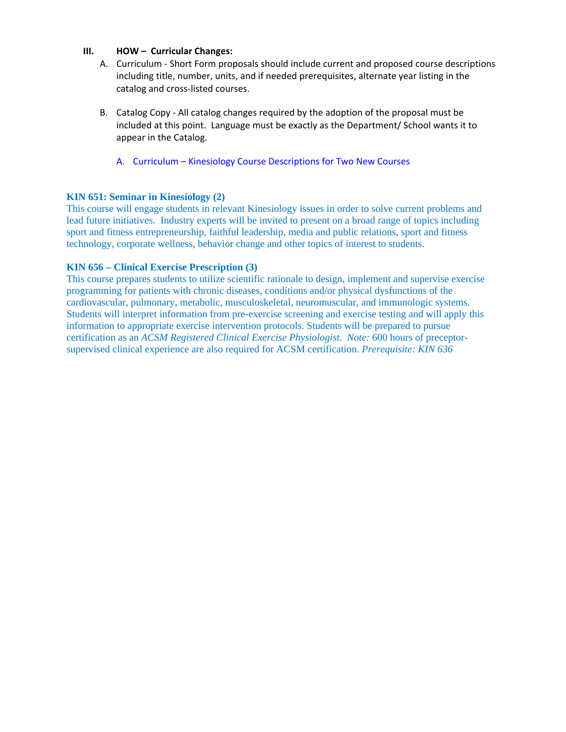### III. HOW – Curricular Changes:

A. Curriculum - Short Form proposals should include current and proposed course descriptions including title, number, units, and if needed prerequisites, alternate year listing in the catalog and cross-listed courses.

B. Catalog Copy - All catalog changes required by the adoption of the proposal must be included at this point. Language must be exactly as the Department/ School wants it to appear in the Catalog.

A. Curriculum – Kinesiology Course Descriptions for Two New Courses

**KIN 651: Seminar in Kinesiology (2)**
This course will engage students in relevant Kinesiology issues in order to solve current problems and lead future initiatives. Industry experts will be invited to present on a broad range of topics including sport and fitness entrepreneurship, faithful leadership, media and public relations, sport and fitness technology, corporate wellness, behavior change and other topics of interest to students.

**KIN 656 – Clinical Exercise Prescription (3)**
This course prepares students to utilize scientific rationale to design, implement and supervise exercise programming for patients with chronic diseases, conditions and/or physical dysfunctions of the cardiovascular, pulmonary, metabolic, musculoskeletal, neuromuscular, and immunologic systems. Students will interpret information from pre-exercise screening and exercise testing and will apply this information to appropriate exercise intervention protocols. Students will be prepared to pursue certification as an *ACSM Registered Clinical Exercise Physiologist*. *Note:* 600 hours of preceptor-supervised clinical experience are also required for ACSM certification. *Prerequisite: KIN 636*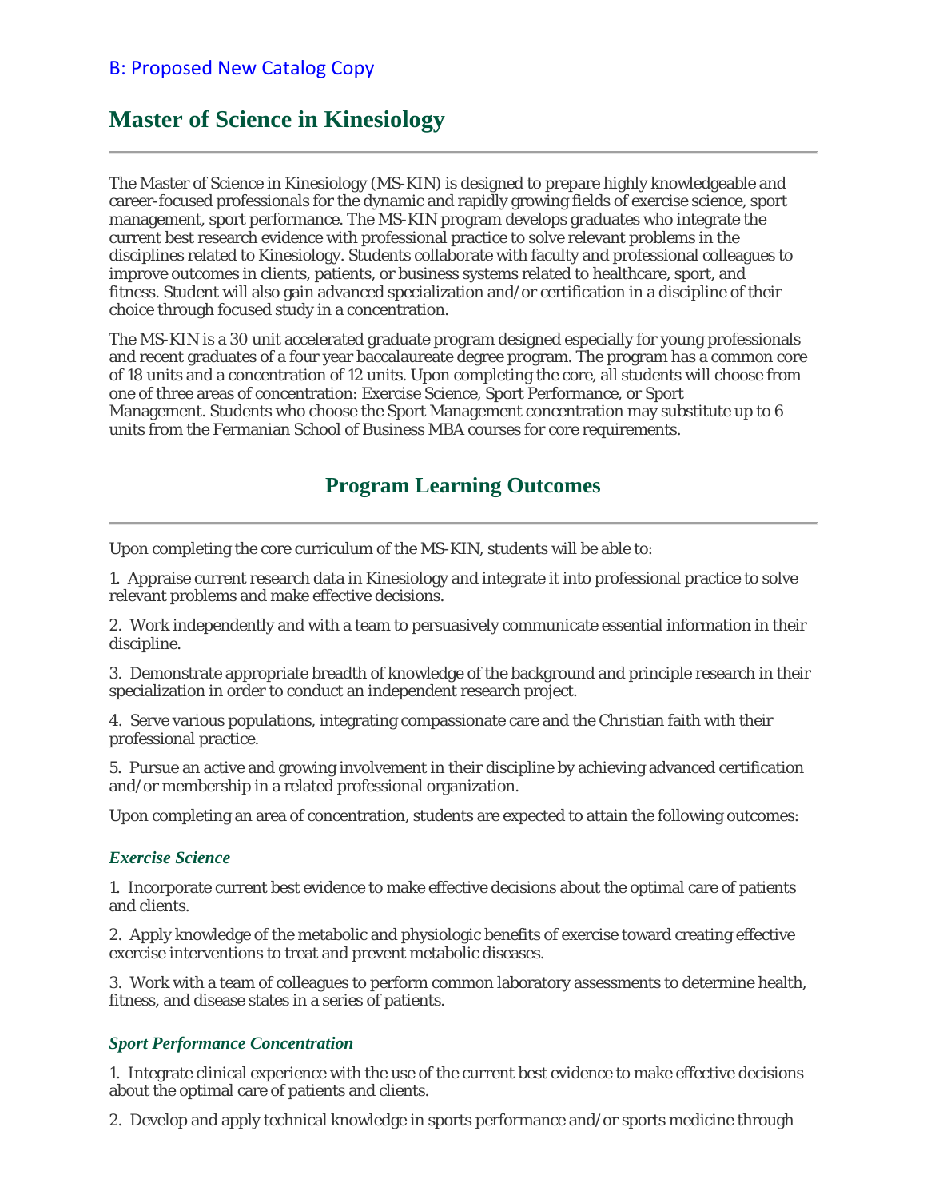B: Proposed New Catalog Copy

# Master of Science in Kinesiology

The Master of Science in Kinesiology (MS-KIN) is designed to prepare highly knowledgeable and career-focused professionals for the dynamic and rapidly growing fields of exercise science, sport management, sport performance. The MS-KIN program develops graduates who integrate the current best research evidence with professional practice to solve relevant problems in the disciplines related to Kinesiology. Students collaborate with faculty and professional colleagues to improve outcomes in clients, patients, or business systems related to healthcare, sport, and fitness. Student will also gain advanced specialization and/or certification in a discipline of their choice through focused study in a concentration.

The MS-KIN is a 30 unit accelerated graduate program designed especially for young professionals and recent graduates of a four year baccalaureate degree program. The program has a common core of 18 units and a concentration of 12 units. Upon completing the core, all students will choose from one of three areas of concentration: Exercise Science, Sport Performance, or Sport Management. Students who choose the Sport Management concentration may substitute up to 6 units from the Fermanian School of Business MBA courses for core requirements.

## Program Learning Outcomes

Upon completing the core curriculum of the MS-KIN, students will be able to:

1. Appraise current research data in Kinesiology and integrate it into professional practice to solve relevant problems and make effective decisions.

2. Work independently and with a team to persuasively communicate essential information in their discipline.

3. Demonstrate appropriate breadth of knowledge of the background and principle research in their specialization in order to conduct an independent research project.

4. Serve various populations, integrating compassionate care and the Christian faith with their professional practice.

5. Pursue an active and growing involvement in their discipline by achieving advanced certification and/or membership in a related professional organization.

Upon completing an area of concentration, students are expected to attain the following outcomes:

### *Exercise Science*

1. Incorporate current best evidence to make effective decisions about the optimal care of patients and clients.

2. Apply knowledge of the metabolic and physiologic benefits of exercise toward creating effective exercise interventions to treat and prevent metabolic diseases.

3. Work with a team of colleagues to perform common laboratory assessments to determine health, fitness, and disease states in a series of patients.

### *Sport Performance Concentration*

1. Integrate clinical experience with the use of the current best evidence to make effective decisions about the optimal care of patients and clients.

2. Develop and apply technical knowledge in sports performance and/or sports medicine through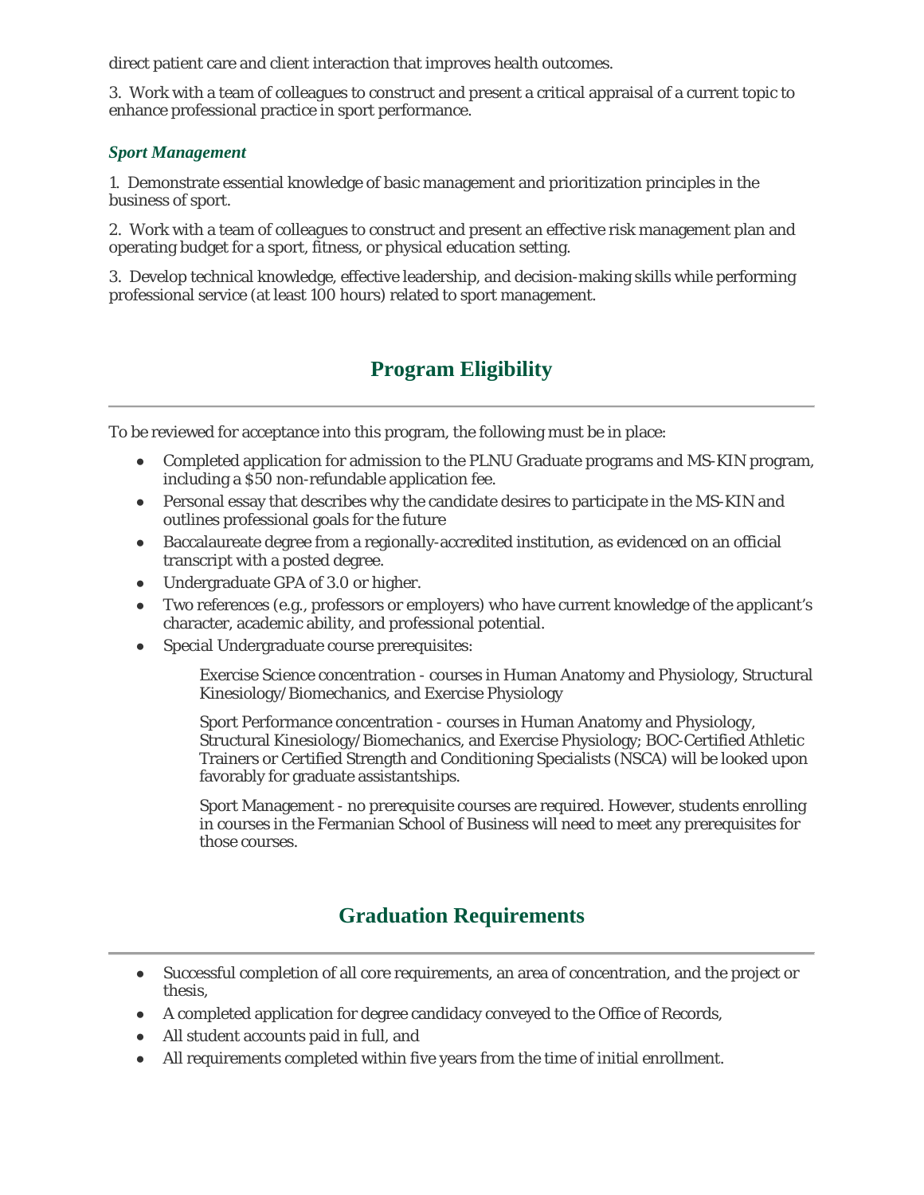direct patient care and client interaction that improves health outcomes.

3. Work with a team of colleagues to construct and present a critical appraisal of a current topic to enhance professional practice in sport performance.

### *Sport Management*

1. Demonstrate essential knowledge of basic management and prioritization principles in the business of sport.

2. Work with a team of colleagues to construct and present an effective risk management plan and operating budget for a sport, fitness, or physical education setting.

3. Develop technical knowledge, effective leadership, and decision-making skills while performing professional service (at least 100 hours) related to sport management.

## Program Eligibility

To be reviewed for acceptance into this program, the following must be in place:

- Completed application for admission to the PLNU Graduate programs and MS-KIN program, including a $50 non-refundable application fee.
- Personal essay that describes why the candidate desires to participate in the MS-KIN and outlines professional goals for the future
- Baccalaureate degree from a regionally-accredited institution, as evidenced on an official transcript with a posted degree.
- Undergraduate GPA of 3.0 or higher.
- Two references (e.g., professors or employers) who have current knowledge of the applicant's character, academic ability, and professional potential.
- Special Undergraduate course prerequisites:

    Exercise Science concentration - courses in Human Anatomy and Physiology, Structural Kinesiology/Biomechanics, and Exercise Physiology

    Sport Performance concentration - courses in Human Anatomy and Physiology, Structural Kinesiology/Biomechanics, and Exercise Physiology; BOC-Certified Athletic Trainers or Certified Strength and Conditioning Specialists (NSCA) will be looked upon favorably for graduate assistantships.

    Sport Management - no prerequisite courses are required. However, students enrolling in courses in the Fermanian School of Business will need to meet any prerequisites for those courses.

## Graduation Requirements

- Successful completion of all core requirements, an area of concentration, and the project or thesis,
- A completed application for degree candidacy conveyed to the Office of Records,
- All student accounts paid in full, and
- All requirements completed within five years from the time of initial enrollment.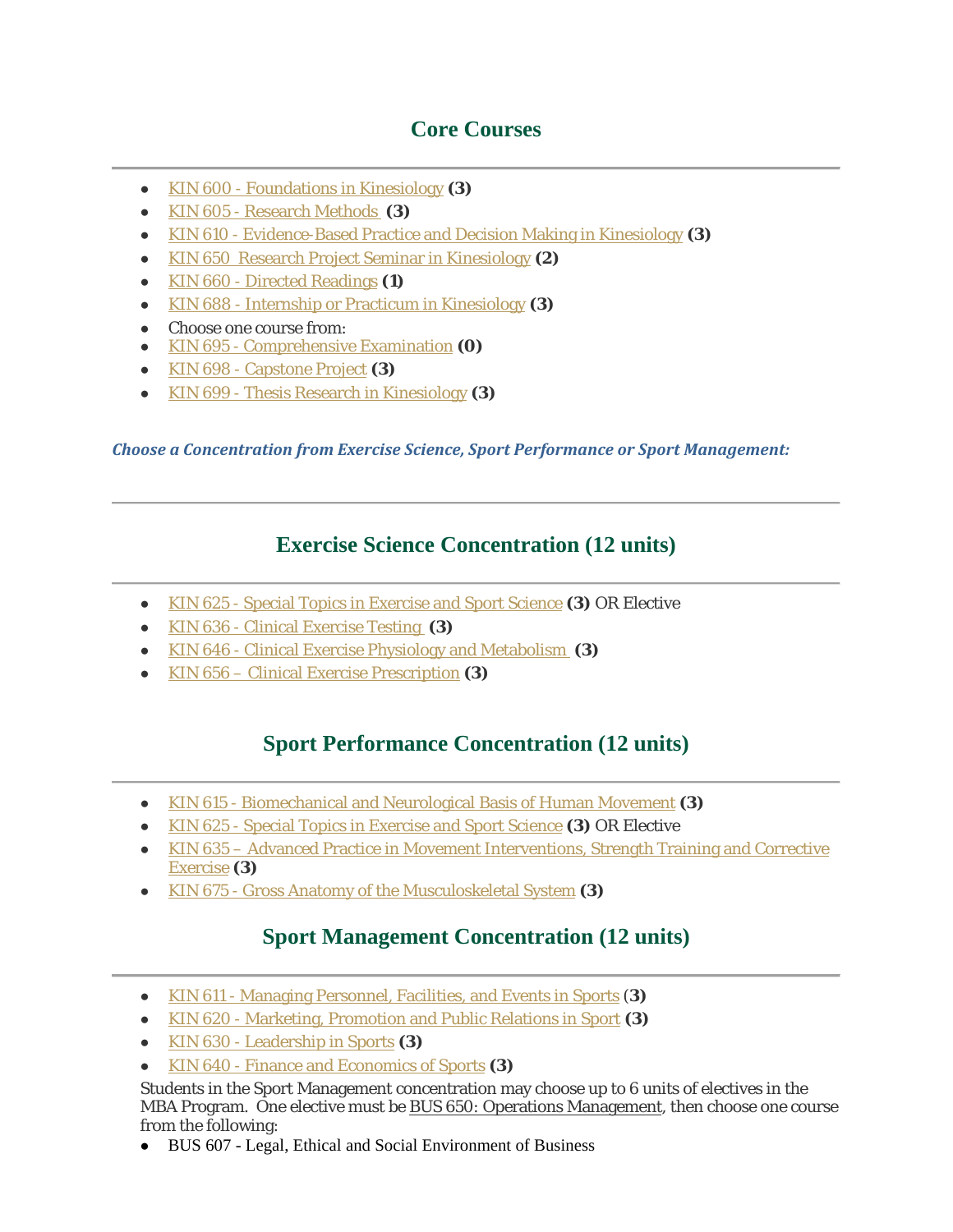## Core Courses

- KIN 600 - Foundations in Kinesiology **(3)**
- KIN 605 - Research Methods **(3)**
- KIN 610 - Evidence-Based Practice and Decision Making in Kinesiology **(3)**
- KIN 650 Research Project Seminar in Kinesiology **(2)**
- KIN 660 - Directed Readings **(1)**
- KIN 688 - Internship or Practicum in Kinesiology **(3)**
- Choose one course from:
- KIN 695 - Comprehensive Examination **(0)**
- KIN 698 - Capstone Project **(3)**
- KIN 699 - Thesis Research in Kinesiology **(3)**

***Choose a Concentration from Exercise Science, Sport Performance or Sport Management:***

## Exercise Science Concentration (12 units)

- KIN 625 - Special Topics in Exercise and Sport Science **(3)** OR Elective
- KIN 636 - Clinical Exercise Testing **(3)**
- KIN 646 - Clinical Exercise Physiology and Metabolism **(3)**
- KIN 656 – Clinical Exercise Prescription **(3)**

## Sport Performance Concentration (12 units)

- KIN 615 - Biomechanical and Neurological Basis of Human Movement **(3)**
- KIN 625 - Special Topics in Exercise and Sport Science **(3)** OR Elective
- KIN 635 – Advanced Practice in Movement Interventions, Strength Training and Corrective Exercise **(3)**
- KIN 675 - Gross Anatomy of the Musculoskeletal System **(3)**

## Sport Management Concentration (12 units)

- KIN 611 - Managing Personnel, Facilities, and Events in Sports (**3)**
- KIN 620 - Marketing, Promotion and Public Relations in Sport **(3)**
- KIN 630 - Leadership in Sports **(3)**
- KIN 640 - Finance and Economics of Sports **(3)**

Students in the Sport Management concentration may choose up to 6 units of electives in the MBA Program. One elective must be BUS 650: Operations Management, then choose one course from the following:

- BUS 607 - Legal, Ethical and Social Environment of Business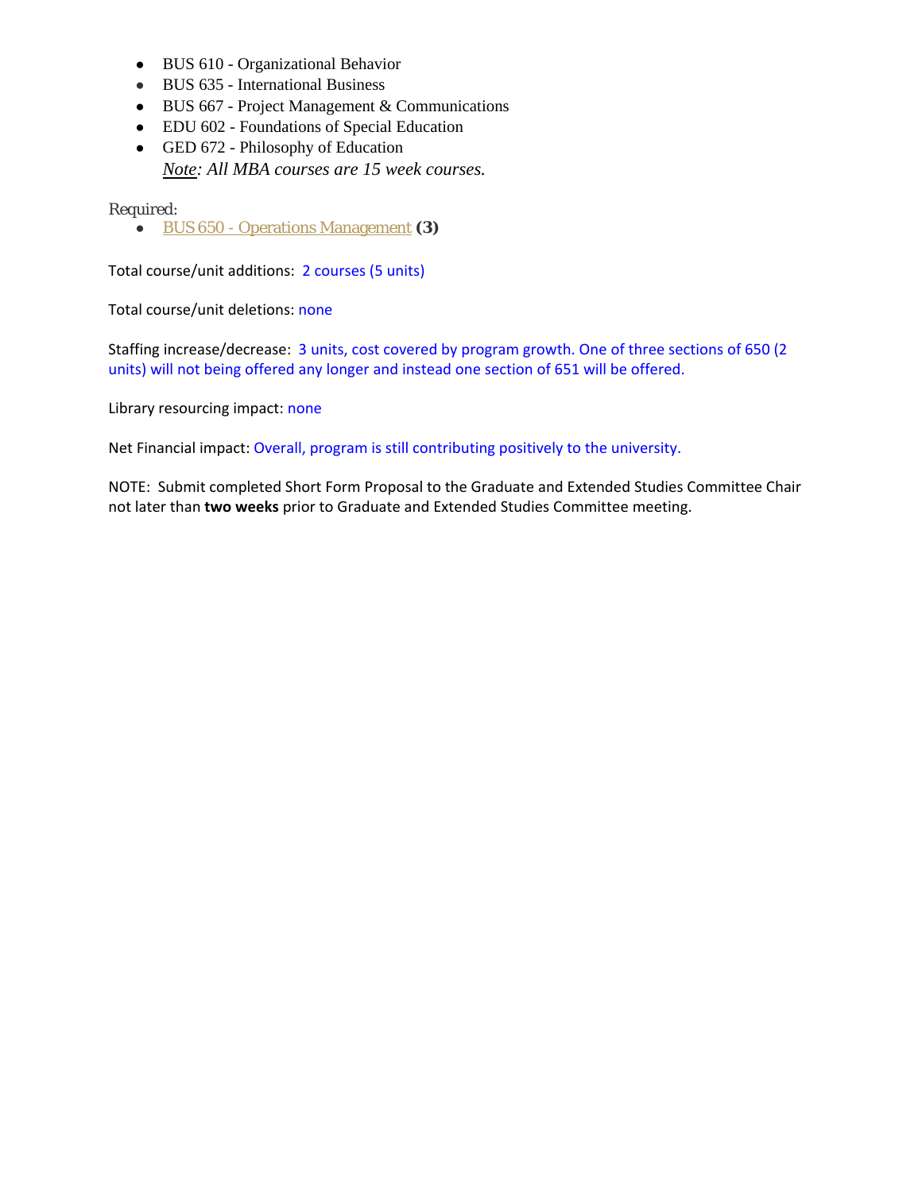- BUS 610 - Organizational Behavior
- BUS 635 - International Business
- BUS 667 - Project Management & Communications
- EDU 602 - Foundations of Special Education
- GED 672 - Philosophy of Education

  *Note: All MBA courses are 15 week courses.*

Required:

- BUS 650 - Operations Management **(3)**

Total course/unit additions: 2 courses (5 units)

Total course/unit deletions: none

Staffing increase/decrease: 3 units, cost covered by program growth. One of three sections of 650 (2 units) will not being offered any longer and instead one section of 651 will be offered.

Library resourcing impact: none

Net Financial impact: Overall, program is still contributing positively to the university.

NOTE: Submit completed Short Form Proposal to the Graduate and Extended Studies Committee Chair not later than **two weeks** prior to Graduate and Extended Studies Committee meeting.